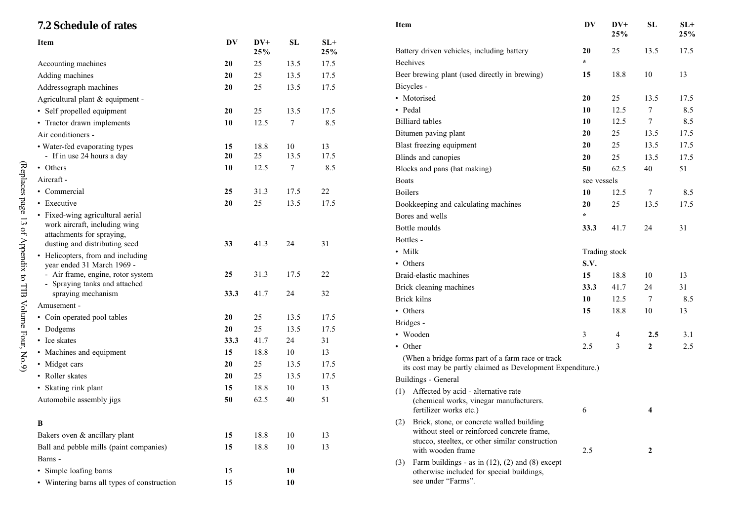## 7.2 Schedule of rates

| Item | DV | DV+ 25% | SL | SL+ 25% |
|---|---|---|---|---|
| Accounting machines | **20** | 25 | 13.5 | 17.5 |
| Adding machines | **20** | 25 | 13.5 | 17.5 |
| Addressograph machines | **20** | 25 | 13.5 | 17.5 |
| Agricultural plant & equipment - | | | | |
| • Self propelled equipment | **20** | 25 | 13.5 | 17.5 |
| • Tractor drawn implements | **10** | 12.5 | 7 | 8.5 |
| Air conditioners - | | | | |
| • Water-fed evaporating types | **15** | 18.8 | 10 | 13 |
| - If in use 24 hours a day | **20** | 25 | 13.5 | 17.5 |
| • Others | **10** | 12.5 | 7 | 8.5 |
| Aircraft - | | | | |
| • Commercial | **25** | 31.3 | 17.5 | 22 |
| • Executive | **20** | 25 | 13.5 | 17.5 |
| • Fixed-wing agricultural aerial work aircraft, including wing attachments for spraying, dusting and distributing seed | **33** | 41.3 | 24 | 31 |
| • Helicopters, from and including year ended 31 March 1969 - | | | | |
| - Air frame, engine, rotor system | **25** | 31.3 | 17.5 | 22 |
| - Spraying tanks and attached spraying mechanism | **33.3** | 41.7 | 24 | 32 |
| Amusement - | | | | |
| • Coin operated pool tables | **20** | 25 | 13.5 | 17.5 |
| • Dodgems | **20** | 25 | 13.5 | 17.5 |
| • Ice skates | **33.3** | 41.7 | 24 | 31 |
| • Machines and equipment | **15** | 18.8 | 10 | 13 |
| • Midget cars | **20** | 25 | 13.5 | 17.5 |
| • Roller skates | **20** | 25 | 13.5 | 17.5 |
| • Skating rink plant | **15** | 18.8 | 10 | 13 |
| Automobile assembly jigs | **50** | 62.5 | 40 | 51 |
| **B** | | | | |
| Bakers oven & ancillary plant | **15** | 18.8 | 10 | 13 |
| Ball and pebble mills (paint companies) | **15** | 18.8 | 10 | 13 |
| Barns - | | | | |
| • Simple loafing barns | 15 | | **10** | |
| • Wintering barns all types of construction | 15 | | **10** | |
| Battery driven vehicles, including battery | **20** | 25 | 13.5 | 17.5 |
| Beehives | * | | | |
| Beer brewing plant (used directly in brewing) | **15** | 18.8 | 10 | 13 |
| Bicycles - | | | | |
| • Motorised | **20** | 25 | 13.5 | 17.5 |
| • Pedal | **10** | 12.5 | 7 | 8.5 |
| Billiard tables | **10** | 12.5 | 7 | 8.5 |
| Bitumen paving plant | **20** | 25 | 13.5 | 17.5 |
| Blast freezing equipment | **20** | 25 | 13.5 | 17.5 |
| Blinds and canopies | **20** | 25 | 13.5 | 17.5 |
| Blocks and pans (hat making) | **50** | 62.5 | 40 | 51 |
| Boats | see vessels | | | |
| Boilers | **10** | 12.5 | 7 | 8.5 |
| Bookkeeping and calculating machines | **20** | 25 | 13.5 | 17.5 |
| Bores and wells | * | | | |
| Bottle moulds | **33.3** | 41.7 | 24 | 31 |
| Bottles - | | | | |
| • Milk | Trading stock | | | |
| • Others | **S.V.** | | | |
| Braid-elastic machines | **15** | 18.8 | 10 | 13 |
| Brick cleaning machines | **33.3** | 41.7 | 24 | 31 |
| Brick kilns | **10** | 12.5 | 7 | 8.5 |
| • Others | **15** | 18.8 | 10 | 13 |
| Bridges - | | | | |
| • Wooden | 3 | 4 | **2.5** | 3.1 |
| • Other | 2.5 | 3 | **2** | 2.5 |
| (When a bridge forms part of a farm race or track its cost may be partly claimed as Development Expenditure.) | | | | |
| Buildings - General | | | | |
| (1) Affected by acid - alternative rate (chemical works, vinegar manufacturers. fertilizer works etc.) | 6 | | **4** | |
| (2) Brick, stone, or concrete walled building without steel or reinforced concrete frame, stucco, steeltex, or other similar construction with wooden frame | 2.5 | | **2** | |
| (3) Farm buildings - as in (12), (2) and (8) except otherwise included for special buildings, see under "Farms". | | | | |

(Replaces page 13 of Appendix to TIB Volume Four, No.9)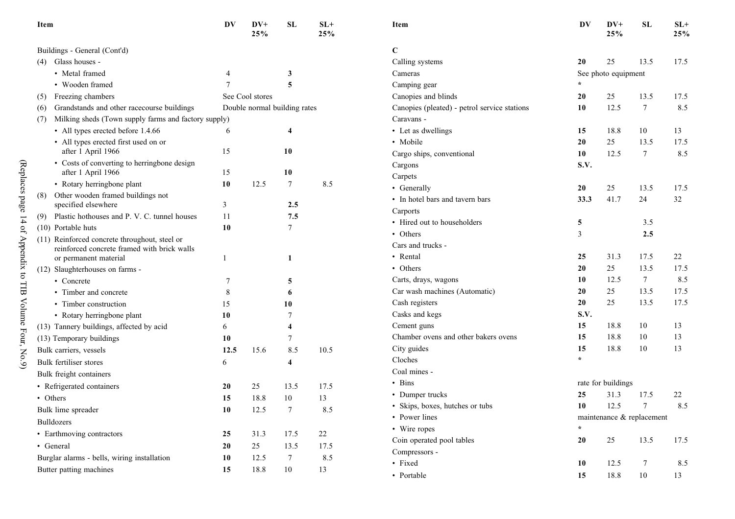| Item | DV | DV+ 25% | SL | SL+ 25% |
|---|---|---|---|---|
| Buildings - General (Cont'd) | | | | |
| (4) Glass houses - | | | | |
| • Metal framed | 4 | | **3** | |
| • Wooden framed | 7 | | **5** | |
| (5) Freezing chambers | See Cool stores | | | |
| (6) Grandstands and other racecourse buildings | Double normal building rates | | | |
| (7) Milking sheds (Town supply farms and factory supply) | | | | |
| • All types erected before 1.4.66 | 6 | | **4** | |
| • All types erected first used on or after 1 April 1966 | 15 | | **10** | |
| • Costs of converting to herringbone design after 1 April 1966 | 15 | | **10** | |
| • Rotary herringbone plant | **10** | 12.5 | 7 | 8.5 |
| (8) Other wooden framed buildings not specified elsewhere | 3 | | **2.5** | |
| (9) Plastic hothouses and P. V. C. tunnel houses | 11 | | **7.5** | |
| (10) Portable huts | **10** | | 7 | |
| (11) Reinforced concrete throughout, steel or reinforced concrete framed with brick walls or permanent material | 1 | | **1** | |
| (12) Slaughterhouses on farms - | | | | |
| • Concrete | 7 | | **5** | |
| • Timber and concrete | 8 | | **6** | |
| • Timber construction | 15 | | **10** | |
| • Rotary herringbone plant | **10** | | 7 | |
| (13) Tannery buildings, affected by acid | 6 | | **4** | |
| (13) Temporary buildings | **10** | | 7 | |
| Bulk carriers, vessels | **12.5** | 15.6 | 8.5 | 10.5 |
| Bulk fertiliser stores | 6 | | **4** | |
| Bulk freight containers | | | | |
| • Refrigerated containers | **20** | 25 | 13.5 | 17.5 |
| • Others | **15** | 18.8 | 10 | 13 |
| Bulk lime spreader | **10** | 12.5 | 7 | 8.5 |
| Bulldozers | | | | |
| • Earthmoving contractors | **25** | 31.3 | 17.5 | 22 |
| • General | **20** | 25 | 13.5 | 17.5 |
| Burglar alarms - bells, wiring installation | **10** | 12.5 | 7 | 8.5 |
| Butter patting machines | **15** | 18.8 | 10 | 13 |
| **C** | | | | |
| Calling systems | **20** | 25 | 13.5 | 17.5 |
| Cameras | See photo equipment | | | |
| Camping gear | * | | | |
| Canopies and blinds | **20** | 25 | 13.5 | 17.5 |
| Canopies (pleated) - petrol service stations | **10** | 12.5 | 7 | 8.5 |
| Caravans - | | | | |
| • Let as dwellings | **15** | 18.8 | 10 | 13 |
| • Mobile | **20** | 25 | 13.5 | 17.5 |
| Cargo ships, conventional | **10** | 12.5 | 7 | 8.5 |
| Cargons | **S.V.** | | | |
| Carpets | | | | |
| • Generally | **20** | 25 | 13.5 | 17.5 |
| • In hotel bars and tavern bars | **33.3** | 41.7 | 24 | 32 |
| Carports | | | | |
| • Hired out to householders | **5** | | 3.5 | |
| • Others | 3 | | **2.5** | |
| Cars and trucks - | | | | |
| • Rental | **25** | 31.3 | 17.5 | 22 |
| • Others | **20** | 25 | 13.5 | 17.5 |
| Carts, drays, wagons | **10** | 12.5 | 7 | 8.5 |
| Car wash machines (Automatic) | **20** | 25 | 13.5 | 17.5 |
| Cash registers | **20** | 25 | 13.5 | 17.5 |
| Casks and kegs | **S.V.** | | | |
| Cement guns | **15** | 18.8 | 10 | 13 |
| Chamber ovens and other bakers ovens | **15** | 18.8 | 10 | 13 |
| City guides | **15** | 18.8 | 10 | 13 |
| Cloches | * | | | |
| Coal mines - | | | | |
| • Bins | rate for buildings | | | |
| • Dumper trucks | **25** | 31.3 | 17.5 | 22 |
| • Skips, boxes, hutches or tubs | **10** | 12.5 | 7 | 8.5 |
| • Power lines | maintenance & replacement | | | |
| • Wire ropes | * | | | |
| Coin operated pool tables | **20** | 25 | 13.5 | 17.5 |
| Compressors - | | | | |
| • Fixed | **10** | 12.5 | 7 | 8.5 |
| • Portable | **15** | 18.8 | 10 | 13 |

(Replaces page 14 of Appendix to TIB Volume Four, No.9)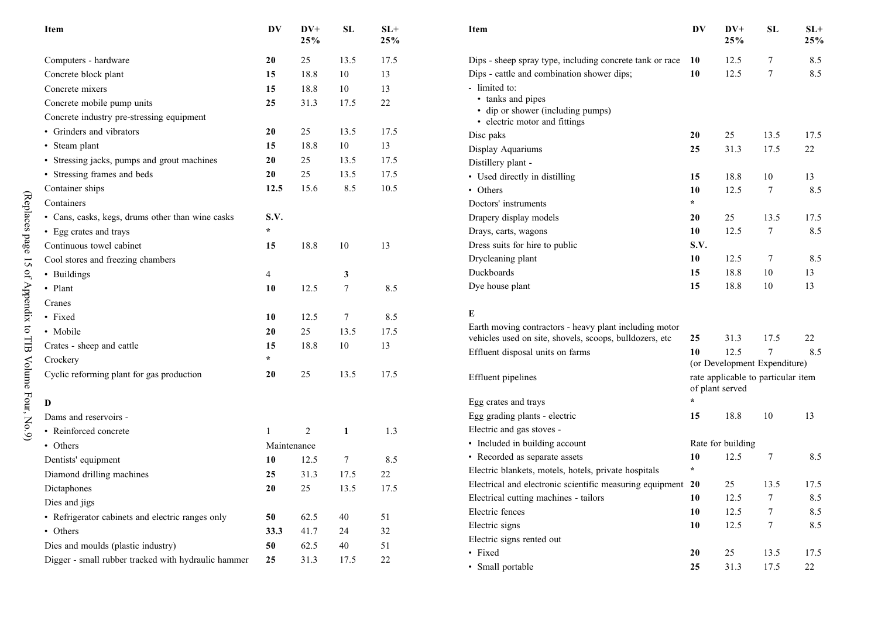| Item | DV | DV+ 25% | SL | SL+ 25% |
|---|---|---|---|---|
| Computers - hardware | **20** | 25 | 13.5 | 17.5 |
| Concrete block plant | **15** | 18.8 | 10 | 13 |
| Concrete mixers | **15** | 18.8 | 10 | 13 |
| Concrete mobile pump units | **25** | 31.3 | 17.5 | 22 |
| Concrete industry pre-stressing equipment | | | | |
| • Grinders and vibrators | **20** | 25 | 13.5 | 17.5 |
| • Steam plant | **15** | 18.8 | 10 | 13 |
| • Stressing jacks, pumps and grout machines | **20** | 25 | 13.5 | 17.5 |
| • Stressing frames and beds | **20** | 25 | 13.5 | 17.5 |
| Container ships | **12.5** | 15.6 | 8.5 | 10.5 |
| Containers | | | | |
| • Cans, casks, kegs, drums other than wine casks | **S.V.** | | | |
| • Egg crates and trays | * | | | |
| Continuous towel cabinet | **15** | 18.8 | 10 | 13 |
| Cool stores and freezing chambers | | | | |
| • Buildings | 4 | | **3** | |
| • Plant | **10** | 12.5 | 7 | 8.5 |
| Cranes | | | | |
| • Fixed | **10** | 12.5 | 7 | 8.5 |
| • Mobile | **20** | 25 | 13.5 | 17.5 |
| Crates - sheep and cattle | **15** | 18.8 | 10 | 13 |
| Crockery | * | | | |
| Cyclic reforming plant for gas production | **20** | 25 | 13.5 | 17.5 |
| **D** | | | | |
| Dams and reservoirs - | | | | |
| • Reinforced concrete | 1 | 2 | **1** | 1.3 |
| • Others | Maintenance | | | |
| Dentists' equipment | **10** | 12.5 | 7 | 8.5 |
| Diamond drilling machines | **25** | 31.3 | 17.5 | 22 |
| Dictaphones | **20** | 25 | 13.5 | 17.5 |
| Dies and jigs | | | | |
| • Refrigerator cabinets and electric ranges only | **50** | 62.5 | 40 | 51 |
| • Others | **33.3** | 41.7 | 24 | 32 |
| Dies and moulds (plastic industry) | **50** | 62.5 | 40 | 51 |
| Digger - small rubber tracked with hydraulic hammer | **25** | 31.3 | 17.5 | 22 |
| Dips - sheep spray type, including concrete tank or race | **10** | 12.5 | 7 | 8.5 |
| Dips - cattle and combination shower dips; - limited to: • tanks and pipes • dip or shower (including pumps) • electric motor and fittings | **10** | 12.5 | 7 | 8.5 |
| Disc paks | **20** | 25 | 13.5 | 17.5 |
| Display Aquariums | **25** | 31.3 | 17.5 | 22 |
| Distillery plant - | | | | |
| • Used directly in distilling | **15** | 18.8 | 10 | 13 |
| • Others | **10** | 12.5 | 7 | 8.5 |
| Doctors' instruments | * | | | |
| Drapery display models | **20** | 25 | 13.5 | 17.5 |
| Drays, carts, wagons | **10** | 12.5 | 7 | 8.5 |
| Dress suits for hire to public | **S.V.** | | | |
| Drycleaning plant | **10** | 12.5 | 7 | 8.5 |
| Duckboards | **15** | 18.8 | 10 | 13 |
| Dye house plant | **15** | 18.8 | 10 | 13 |
| **E** | | | | |
| Earth moving contractors - heavy plant including motor vehicles used on site, shovels, scoops, bulldozers, etc | **25** | 31.3 | 17.5 | 22 |
| Effluent disposal units on farms | **10** | 12.5 | 7 | 8.5 |
| | (or Development Expenditure) | | | |
| Effluent pipelines | rate applicable to particular item of plant served | | | |
| Egg crates and trays | * | | | |
| Egg grading plants - electric | **15** | 18.8 | 10 | 13 |
| Electric and gas stoves - | | | | |
| • Included in building account | Rate for building | | | |
| • Recorded as separate assets | **10** | 12.5 | 7 | 8.5 |
| Electric blankets, motels, hotels, private hospitals | * | | | |
| Electrical and electronic scientific measuring equipment | **20** | 25 | 13.5 | 17.5 |
| Electrical cutting machines - tailors | **10** | 12.5 | 7 | 8.5 |
| Electric fences | **10** | 12.5 | 7 | 8.5 |
| Electric signs | **10** | 12.5 | 7 | 8.5 |
| Electric signs rented out | | | | |
| • Fixed | **20** | 25 | 13.5 | 17.5 |
| • Small portable | **25** | 31.3 | 17.5 | 22 |

(Replaces page 15 of Appendix to TIB Volume Four, No.9)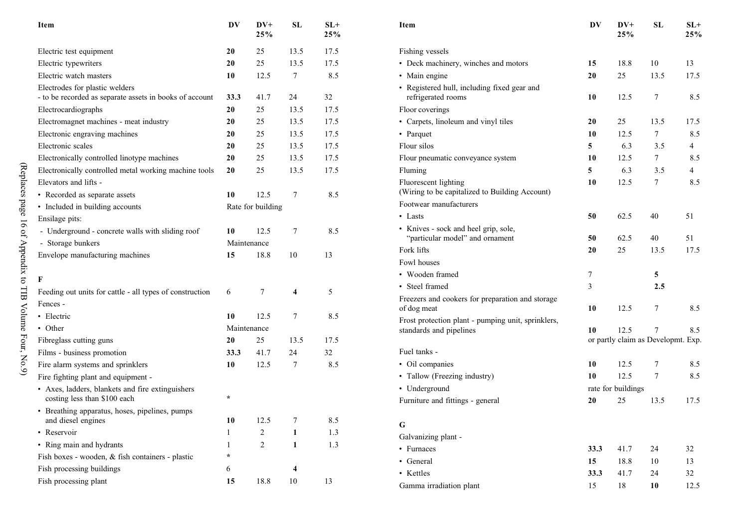| Item | DV | DV+ 25% | SL | SL+ 25% |
|---|---|---|---|---|
| Electric test equipment | **20** | 25 | 13.5 | 17.5 |
| Electric typewriters | **20** | 25 | 13.5 | 17.5 |
| Electric watch masters | **10** | 12.5 | 7 | 8.5 |
| Electrodes for plastic welders - to be recorded as separate assets in books of account | **33.3** | 41.7 | 24 | 32 |
| Electrocardiographs | **20** | 25 | 13.5 | 17.5 |
| Electromagnet machines - meat industry | **20** | 25 | 13.5 | 17.5 |
| Electronic engraving machines | **20** | 25 | 13.5 | 17.5 |
| Electronic scales | **20** | 25 | 13.5 | 17.5 |
| Electronically controlled linotype machines | **20** | 25 | 13.5 | 17.5 |
| Electronically controlled metal working machine tools | **20** | 25 | 13.5 | 17.5 |
| Elevators and lifts - | | | | |
| • Recorded as separate assets | **10** | 12.5 | 7 | 8.5 |
| • Included in building accounts | Rate for building | | | |
| Ensilage pits: | | | | |
| - Underground - concrete walls with sliding roof | **10** | 12.5 | 7 | 8.5 |
| - Storage bunkers | Maintenance | | | |
| Envelope manufacturing machines | **15** | 18.8 | 10 | 13 |
| **F** | | | | |
| Feeding out units for cattle - all types of construction | 6 | 7 | **4** | 5 |
| Fences - | | | | |
| • Electric | **10** | 12.5 | 7 | 8.5 |
| • Other | Maintenance | | | |
| Fibreglass cutting guns | **20** | 25 | 13.5 | 17.5 |
| Films - business promotion | **33.3** | 41.7 | 24 | 32 |
| Fire alarm systems and sprinklers | **10** | 12.5 | 7 | 8.5 |
| Fire fighting plant and equipment - | | | | |
| • Axes, ladders, blankets and fire extinguishers costing less than $100 each | * | | | |
| • Breathing apparatus, hoses, pipelines, pumps and diesel engines | **10** | 12.5 | 7 | 8.5 |
| • Reservoir | 1 | 2 | **1** | 1.3 |
| • Ring main and hydrants | 1 | 2 | **1** | 1.3 |
| Fish boxes - wooden, & fish containers - plastic | * | | | |
| Fish processing buildings | 6 | | **4** | |
| Fish processing plant | **15** | 18.8 | 10 | 13 |
| Fishing vessels | | | | |
| • Deck machinery, winches and motors | **15** | 18.8 | 10 | 13 |
| • Main engine | **20** | 25 | 13.5 | 17.5 |
| • Registered hull, including fixed gear and refrigerated rooms | **10** | 12.5 | 7 | 8.5 |
| Floor coverings | | | | |
| • Carpets, linoleum and vinyl tiles | **20** | 25 | 13.5 | 17.5 |
| • Parquet | **10** | 12.5 | 7 | 8.5 |
| Flour silos | **5** | 6.3 | 3.5 | 4 |
| Flour pneumatic conveyance system | **10** | 12.5 | 7 | 8.5 |
| Fluming | **5** | 6.3 | 3.5 | 4 |
| Fluorescent lighting (Wiring to be capitalized to Building Account) | **10** | 12.5 | 7 | 8.5 |
| Footwear manufacturers | | | | |
| • Lasts | **50** | 62.5 | 40 | 51 |
| • Knives - sock and heel grip, sole, "particular model" and ornament | **50** | 62.5 | 40 | 51 |
| Fork lifts | **20** | 25 | 13.5 | 17.5 |
| Fowl houses | | | | |
| • Wooden framed | 7 | | **5** | |
| • Steel framed | 3 | | **2.5** | |
| Freezers and cookers for preparation and storage of dog meat | **10** | 12.5 | 7 | 8.5 |
| Frost protection plant - pumping unit, sprinklers, standards and pipelines | **10** | 12.5 | 7 | 8.5 |
| | or partly claim as Developmt. Exp. | | | |
| Fuel tanks - | | | | |
| • Oil companies | **10** | 12.5 | 7 | 8.5 |
| • Tallow (Freezing industry) | **10** | 12.5 | 7 | 8.5 |
| • Underground | rate for buildings | | | |
| Furniture and fittings - general | **20** | 25 | 13.5 | 17.5 |
| **G** | | | | |
| Galvanizing plant - | | | | |
| • Furnaces | **33.3** | 41.7 | 24 | 32 |
| • General | **15** | 18.8 | 10 | 13 |
| • Kettles | **33.3** | 41.7 | 24 | 32 |
| Gamma irradiation plant | 15 | 18 | **10** | 12.5 |

(Replaces page 16 of Appendix to TIB Volume Four, No.9)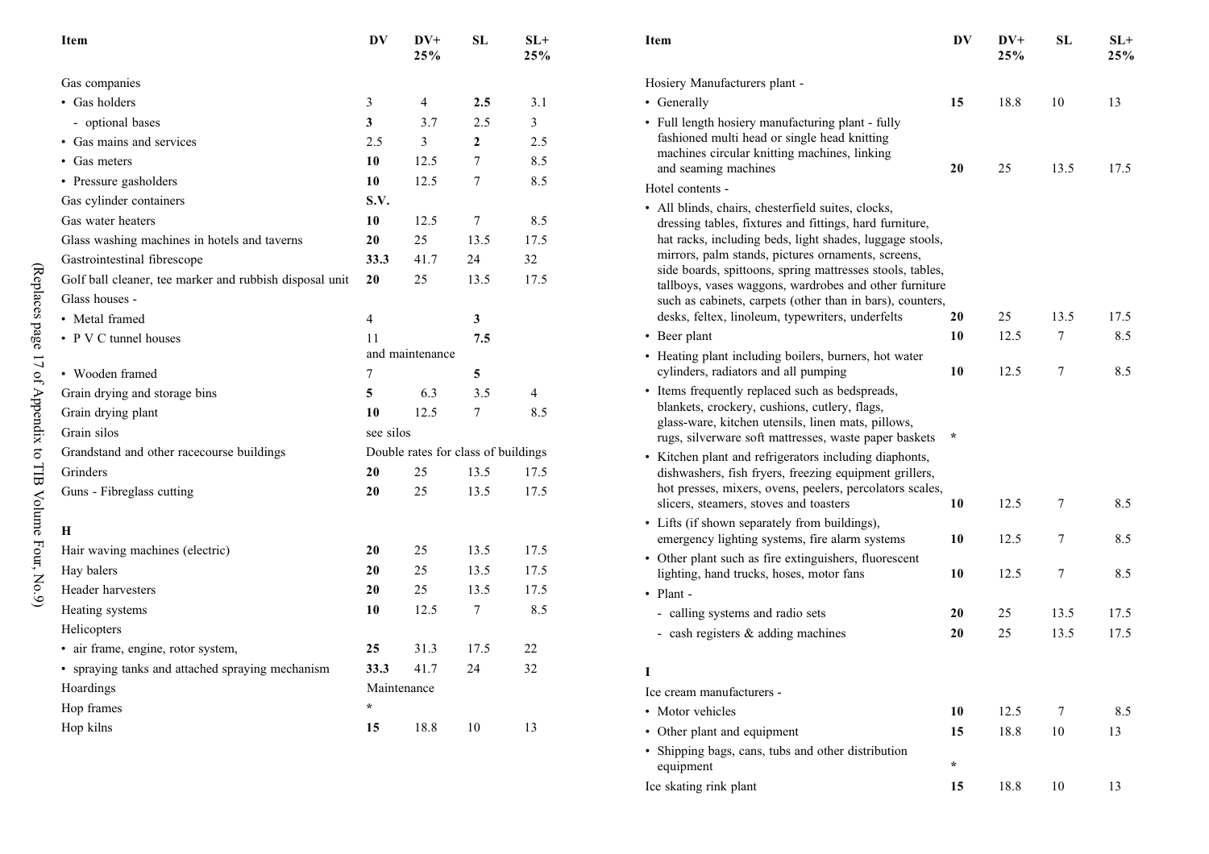| Item | DV | DV+ 25% | SL | SL+ 25% |
|---|---|---|---|---|
| Gas companies | | | | |
| • Gas holders | 3 | 4 | **2.5** | 3.1 |
| - optional bases | **3** | 3.7 | 2.5 | 3 |
| • Gas mains and services | 2.5 | 3 | **2** | 2.5 |
| • Gas meters | **10** | 12.5 | 7 | 8.5 |
| • Pressure gasholders | **10** | 12.5 | 7 | 8.5 |
| Gas cylinder containers | **S.V.** | | | |
| Gas water heaters | **10** | 12.5 | 7 | 8.5 |
| Glass washing machines in hotels and taverns | **20** | 25 | 13.5 | 17.5 |
| Gastrointestinal fibrescope | **33.3** | 41.7 | 24 | 32 |
| Golf ball cleaner, tee marker and rubbish disposal unit | **20** | 25 | 13.5 | 17.5 |
| Glass houses - | | | | |
| • Metal framed | 4 | | **3** | |
| • P V C tunnel houses | 11 and maintenance | | **7.5** | |
| • Wooden framed | 7 | | **5** | |
| Grain drying and storage bins | **5** | 6.3 | 3.5 | 4 |
| Grain drying plant | **10** | 12.5 | 7 | 8.5 |
| Grain silos | see silos | | | |
| Grandstand and other racecourse buildings | Double rates for class of buildings | | | |
| Grinders | **20** | 25 | 13.5 | 17.5 |
| Guns - Fibreglass cutting | **20** | 25 | 13.5 | 17.5 |
| **H** | | | | |
| Hair waving machines (electric) | **20** | 25 | 13.5 | 17.5 |
| Hay balers | **20** | 25 | 13.5 | 17.5 |
| Header harvesters | **20** | 25 | 13.5 | 17.5 |
| Heating systems | **10** | 12.5 | 7 | 8.5 |
| Helicopters | | | | |
| • air frame, engine, rotor system, | **25** | 31.3 | 17.5 | 22 |
| • spraying tanks and attached spraying mechanism | **33.3** | 41.7 | 24 | 32 |
| Hoardings | Maintenance | | | |
| Hop frames | * | | | |
| Hop kilns | **15** | 18.8 | 10 | 13 |
| Hosiery Manufacturers plant - | | | | |
| • Generally | **15** | 18.8 | 10 | 13 |
| • Full length hosiery manufacturing plant - fully fashioned multi head or single head knitting machines circular knitting machines, linking and seaming machines | **20** | 25 | 13.5 | 17.5 |
| Hotel contents - | | | | |
| • All blinds, chairs, chesterfield suites, clocks, dressing tables, fixtures and fittings, hard furniture, hat racks, including beds, light shades, luggage stools, mirrors, palm stands, pictures ornaments, screens, side boards, spittoons, spring mattresses stools, tables, tallboys, vases waggons, wardrobes and other furniture such as cabinets, carpets (other than in bars), counters, desks, feltex, linoleum, typewriters, underfelts | **20** | 25 | 13.5 | 17.5 |
| • Beer plant | **10** | 12.5 | 7 | 8.5 |
| • Heating plant including boilers, burners, hot water cylinders, radiators and all pumping | **10** | 12.5 | 7 | 8.5 |
| • Items frequently replaced such as bedspreads, blankets, crockery, cushions, cutlery, flags, glass-ware, kitchen utensils, linen mats, pillows, rugs, silverware soft mattresses, waste paper baskets | * | | | |
| • Kitchen plant and refrigerators including diaphonts, dishwashers, fish fryers, freezing equipment grillers, hot presses, mixers, ovens, peelers, percolators scales, slicers, steamers, stoves and toasters | **10** | 12.5 | 7 | 8.5 |
| • Lifts (if shown separately from buildings), emergency lighting systems, fire alarm systems | **10** | 12.5 | 7 | 8.5 |
| • Other plant such as fire extinguishers, fluorescent lighting, hand trucks, hoses, motor fans | **10** | 12.5 | 7 | 8.5 |
| • Plant - | | | | |
| - calling systems and radio sets | **20** | 25 | 13.5 | 17.5 |
| - cash registers & adding machines | **20** | 25 | 13.5 | 17.5 |
| **I** | | | | |
| Ice cream manufacturers - | | | | |
| • Motor vehicles | **10** | 12.5 | 7 | 8.5 |
| • Other plant and equipment | **15** | 18.8 | 10 | 13 |
| • Shipping bags, cans, tubs and other distribution equipment | * | | | |
| Ice skating rink plant | **15** | 18.8 | 10 | 13 |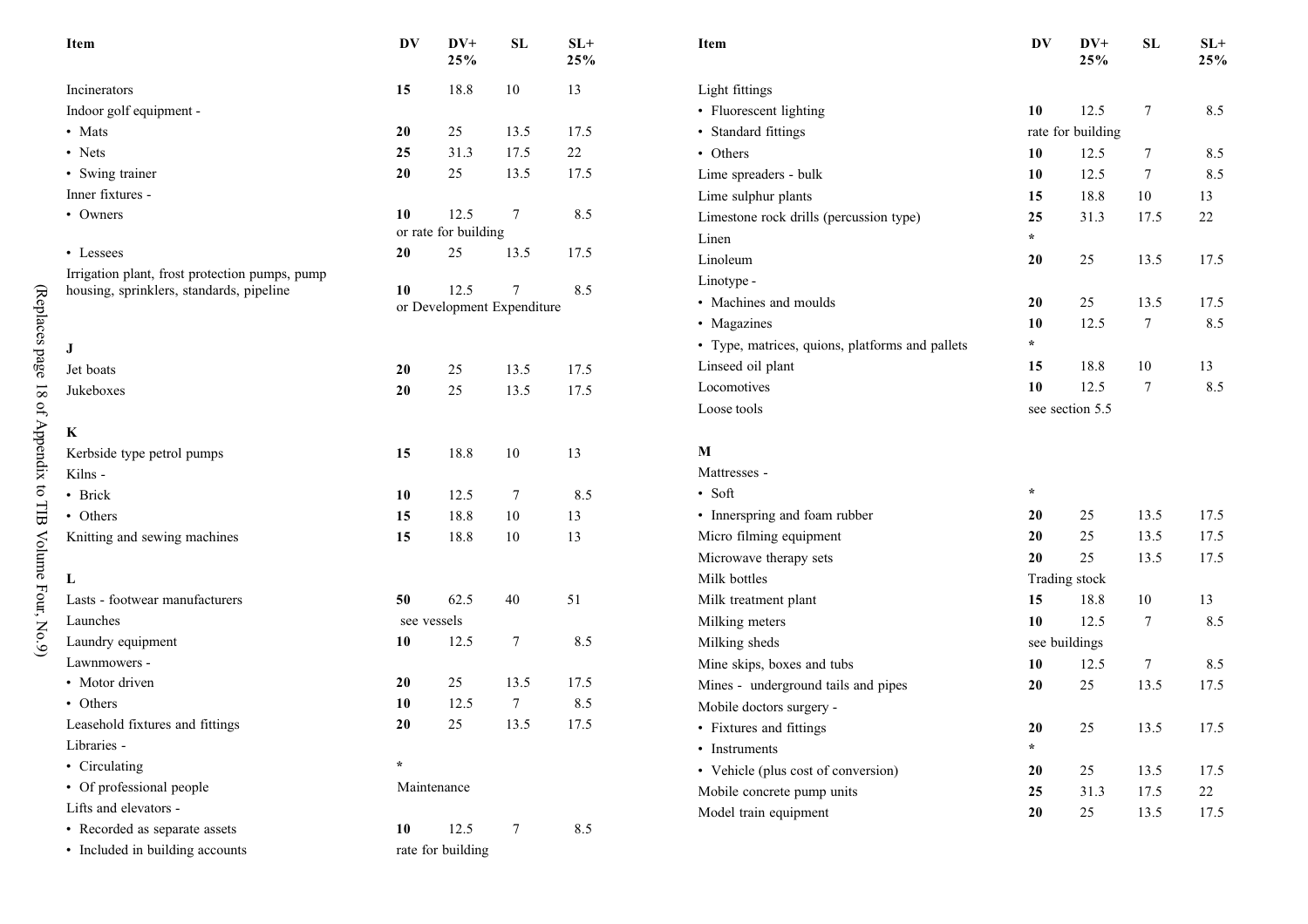| Item | DV | DV+ 25% | SL | SL+ 25% |
|---|---|---|---|---|
| Incinerators | **15** | 18.8 | 10 | 13 |
| Indoor golf equipment - | | | | |
| • Mats | **20** | 25 | 13.5 | 17.5 |
| • Nets | **25** | 31.3 | 17.5 | 22 |
| • Swing trainer | **20** | 25 | 13.5 | 17.5 |
| Inner fixtures - | | | | |
| • Owners | **10** | 12.5 | 7 | 8.5 |
| | or rate for building | | | |
| • Lessees | **20** | 25 | 13.5 | 17.5 |
| Irrigation plant, frost protection pumps, pump housing, sprinklers, standards, pipeline | **10** | 12.5 | 7 | 8.5 |
| | or Development Expenditure | | | |
| **J** | | | | |
| Jet boats | **20** | 25 | 13.5 | 17.5 |
| Jukeboxes | **20** | 25 | 13.5 | 17.5 |
| **K** | | | | |
| Kerbside type petrol pumps | **15** | 18.8 | 10 | 13 |
| Kilns - | | | | |
| • Brick | **10** | 12.5 | 7 | 8.5 |
| • Others | **15** | 18.8 | 10 | 13 |
| Knitting and sewing machines | **15** | 18.8 | 10 | 13 |
| **L** | | | | |
| Lasts - footwear manufacturers | **50** | 62.5 | 40 | 51 |
| Launches | see vessels | | | |
| Laundry equipment | **10** | 12.5 | 7 | 8.5 |
| Lawnmowers - | | | | |
| • Motor driven | **20** | 25 | 13.5 | 17.5 |
| • Others | **10** | 12.5 | 7 | 8.5 |
| Leasehold fixtures and fittings | **20** | 25 | 13.5 | 17.5 |
| Libraries - | | | | |
| • Circulating | * | | | |
| • Of professional people | Maintenance | | | |
| Lifts and elevators - | | | | |
| • Recorded as separate assets | **10** | 12.5 | 7 | 8.5 |
| • Included in building accounts | rate for building | | | |

| Item | DV | DV+ 25% | SL | SL+ 25% |
|---|---|---|---|---|
| Light fittings | | | | |
| • Fluorescent lighting | **10** | 12.5 | 7 | 8.5 |
| • Standard fittings | rate for building | | | |
| • Others | **10** | 12.5 | 7 | 8.5 |
| Lime spreaders - bulk | **10** | 12.5 | 7 | 8.5 |
| Lime sulphur plants | **15** | 18.8 | 10 | 13 |
| Limestone rock drills (percussion type) | **25** | 31.3 | 17.5 | 22 |
| Linen | * | | | |
| Linoleum | **20** | 25 | 13.5 | 17.5 |
| Linotype - | | | | |
| • Machines and moulds | **20** | 25 | 13.5 | 17.5 |
| • Magazines | **10** | 12.5 | 7 | 8.5 |
| • Type, matrices, quions, platforms and pallets | * | | | |
| Linseed oil plant | **15** | 18.8 | 10 | 13 |
| Locomotives | **10** | 12.5 | 7 | 8.5 |
| Loose tools | see section 5.5 | | | |
| **M** | | | | |
| Mattresses - | | | | |
| • Soft | * | | | |
| • Innerspring and foam rubber | **20** | 25 | 13.5 | 17.5 |
| Micro filming equipment | **20** | 25 | 13.5 | 17.5 |
| Microwave therapy sets | **20** | 25 | 13.5 | 17.5 |
| Milk bottles | Trading stock | | | |
| Milk treatment plant | **15** | 18.8 | 10 | 13 |
| Milking meters | **10** | 12.5 | 7 | 8.5 |
| Milking sheds | see buildings | | | |
| Mine skips, boxes and tubs | **10** | 12.5 | 7 | 8.5 |
| Mines - underground tails and pipes | **20** | 25 | 13.5 | 17.5 |
| Mobile doctors surgery - | | | | |
| • Fixtures and fittings | **20** | 25 | 13.5 | 17.5 |
| • Instruments | * | | | |
| • Vehicle (plus cost of conversion) | **20** | 25 | 13.5 | 17.5 |
| Mobile concrete pump units | **25** | 31.3 | 17.5 | 22 |
| Model train equipment | **20** | 25 | 13.5 | 17.5 |

(Replaces page 18 of Appendix to TIB Volume Four, No.9)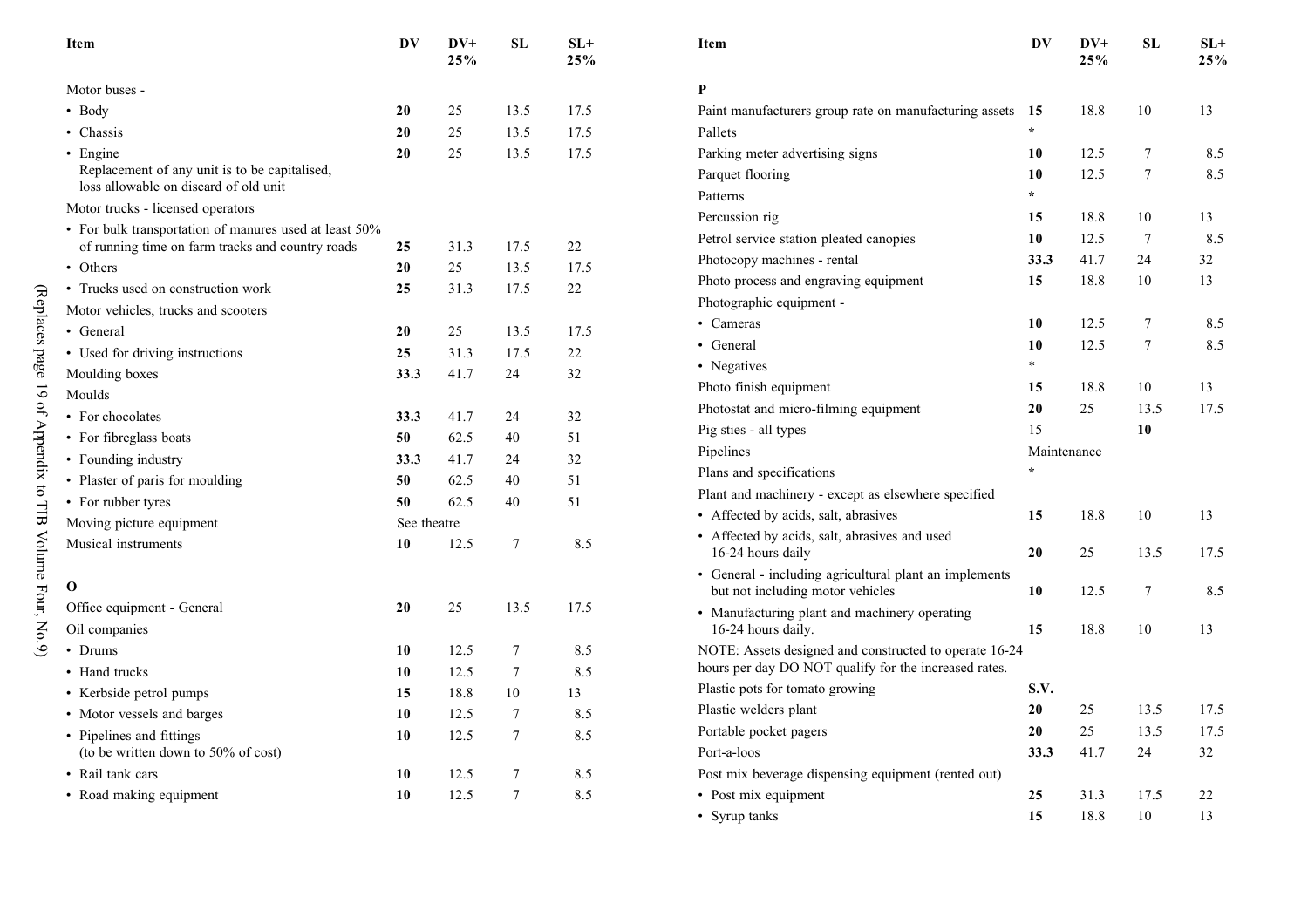| Item | DV | DV+ 25% | SL | SL+ 25% |
|---|---|---|---|---|
| Motor buses - | | | | |
| • Body | **20** | 25 | 13.5 | 17.5 |
| • Chassis | **20** | 25 | 13.5 | 17.5 |
| • Engine<br>Replacement of any unit is to be capitalised, loss allowable on discard of old unit | **20** | 25 | 13.5 | 17.5 |
| Motor trucks - licensed operators | | | | |
| • For bulk transportation of manures used at least 50% of running time on farm tracks and country roads | **25** | 31.3 | 17.5 | 22 |
| • Others | **20** | 25 | 13.5 | 17.5 |
| • Trucks used on construction work | **25** | 31.3 | 17.5 | 22 |
| Motor vehicles, trucks and scooters | | | | |
| • General | **20** | 25 | 13.5 | 17.5 |
| • Used for driving instructions | **25** | 31.3 | 17.5 | 22 |
| Moulding boxes | **33.3** | 41.7 | 24 | 32 |
| Moulds | | | | |
| • For chocolates | **33.3** | 41.7 | 24 | 32 |
| • For fibreglass boats | **50** | 62.5 | 40 | 51 |
| • Founding industry | **33.3** | 41.7 | 24 | 32 |
| • Plaster of paris for moulding | **50** | 62.5 | 40 | 51 |
| • For rubber tyres | **50** | 62.5 | 40 | 51 |
| Moving picture equipment | See theatre | | | |
| Musical instruments | **10** | 12.5 | 7 | 8.5 |
| **O** | | | | |
| Office equipment - General | **20** | 25 | 13.5 | 17.5 |
| Oil companies | | | | |
| • Drums | **10** | 12.5 | 7 | 8.5 |
| • Hand trucks | **10** | 12.5 | 7 | 8.5 |
| • Kerbside petrol pumps | **15** | 18.8 | 10 | 13 |
| • Motor vessels and barges | **10** | 12.5 | 7 | 8.5 |
| • Pipelines and fittings<br>(to be written down to 50% of cost) | **10** | 12.5 | 7 | 8.5 |
| • Rail tank cars | **10** | 12.5 | 7 | 8.5 |
| • Road making equipment | **10** | 12.5 | 7 | 8.5 |
| **P** | | | | |
| Paint manufacturers group rate on manufacturing assets | **15** | 18.8 | 10 | 13 |
| Pallets | * | | | |
| Parking meter advertising signs | **10** | 12.5 | 7 | 8.5 |
| Parquet flooring | **10** | 12.5 | 7 | 8.5 |
| Patterns | * | | | |
| Percussion rig | **15** | 18.8 | 10 | 13 |
| Petrol service station pleated canopies | **10** | 12.5 | 7 | 8.5 |
| Photocopy machines - rental | **33.3** | 41.7 | 24 | 32 |
| Photo process and engraving equipment | **15** | 18.8 | 10 | 13 |
| Photographic equipment - | | | | |
| • Cameras | **10** | 12.5 | 7 | 8.5 |
| • General | **10** | 12.5 | 7 | 8.5 |
| • Negatives | * | | | |
| Photo finish equipment | **15** | 18.8 | 10 | 13 |
| Photostat and micro-filming equipment | **20** | 25 | 13.5 | 17.5 |
| Pig sties - all types | 15 | | **10** | |
| Pipelines | Maintenance | | | |
| Plans and specifications | * | | | |
| Plant and machinery - except as elsewhere specified | | | | |
| • Affected by acids, salt, abrasives | **15** | 18.8 | 10 | 13 |
| • Affected by acids, salt, abrasives and used 16-24 hours daily | **20** | 25 | 13.5 | 17.5 |
| • General - including agricultural plant an implements but not including motor vehicles | **10** | 12.5 | 7 | 8.5 |
| • Manufacturing plant and machinery operating 16-24 hours daily. | **15** | 18.8 | 10 | 13 |
| NOTE: Assets designed and constructed to operate 16-24 hours per day DO NOT qualify for the increased rates. | | | | |
| Plastic pots for tomato growing | **S.V.** | | | |
| Plastic welders plant | **20** | 25 | 13.5 | 17.5 |
| Portable pocket pagers | **20** | 25 | 13.5 | 17.5 |
| Port-a-loos | **33.3** | 41.7 | 24 | 32 |
| Post mix beverage dispensing equipment (rented out) | | | | |
| • Post mix equipment | **25** | 31.3 | 17.5 | 22 |
| • Syrup tanks | **15** | 18.8 | 10 | 13 |

(Replaces page 19 of Appendix to TIB Volume Four, No.9)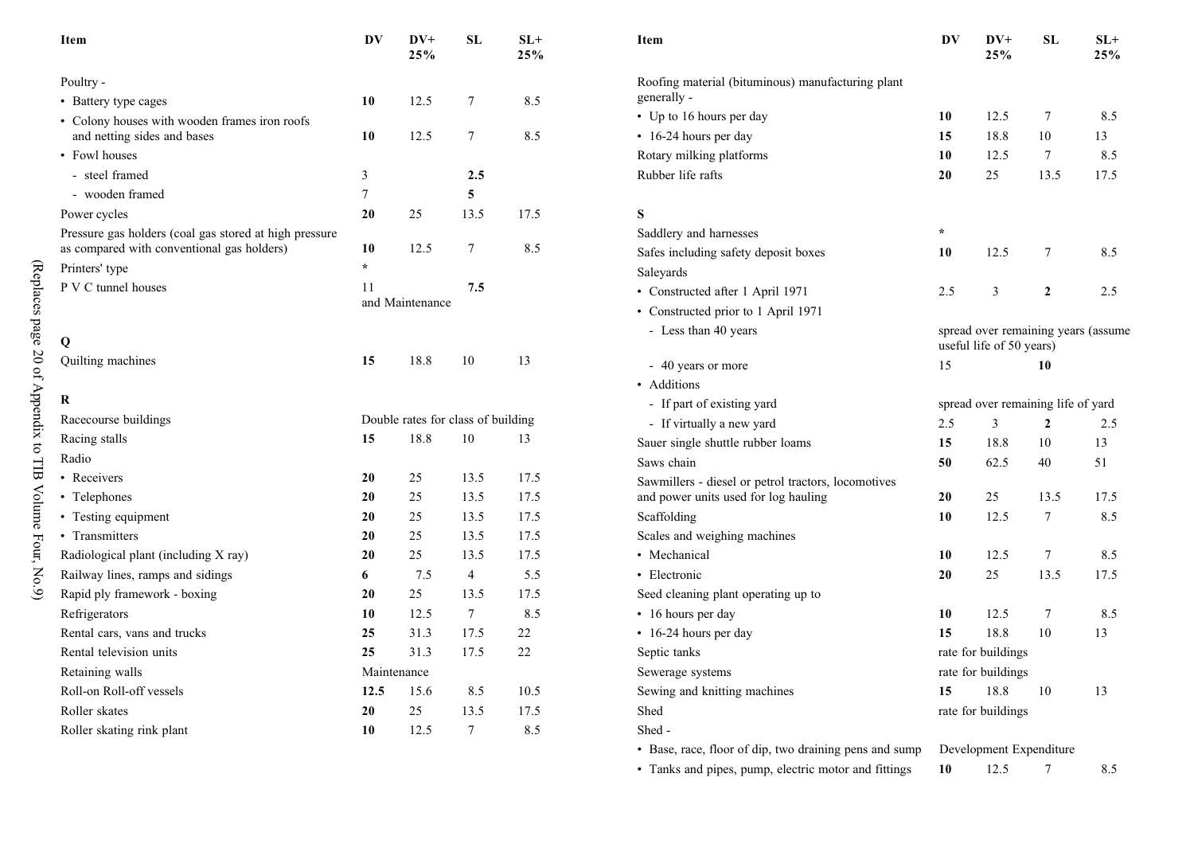| Item | DV | DV+ 25% | SL | SL+ 25% |
|---|---|---|---|---|
| Poultry - | | | | |
| • Battery type cages | **10** | 12.5 | 7 | 8.5 |
| • Colony houses with wooden frames iron roofs and netting sides and bases | **10** | 12.5 | 7 | 8.5 |
| • Fowl houses | | | | |
| - steel framed | 3 | | **2.5** | |
| - wooden framed | 7 | | **5** | |
| Power cycles | **20** | 25 | 13.5 | 17.5 |
| Pressure gas holders (coal gas stored at high pressure as compared with conventional gas holders) | **10** | 12.5 | 7 | 8.5 |
| Printers' type | * | | | |
| P V C tunnel houses | 11 and Maintenance | | **7.5** | |
| **Q** | | | | |
| Quilting machines | **15** | 18.8 | 10 | 13 |
| **R** | | | | |
| Racecourse buildings | Double rates for class of building | | | |
| Racing stalls | **15** | 18.8 | 10 | 13 |
| Radio | | | | |
| • Receivers | **20** | 25 | 13.5 | 17.5 |
| • Telephones | **20** | 25 | 13.5 | 17.5 |
| • Testing equipment | **20** | 25 | 13.5 | 17.5 |
| • Transmitters | **20** | 25 | 13.5 | 17.5 |
| Radiological plant (including X ray) | **20** | 25 | 13.5 | 17.5 |
| Railway lines, ramps and sidings | **6** | 7.5 | 4 | 5.5 |
| Rapid ply framework - boxing | **20** | 25 | 13.5 | 17.5 |
| Refrigerators | **10** | 12.5 | 7 | 8.5 |
| Rental cars, vans and trucks | **25** | 31.3 | 17.5 | 22 |
| Rental television units | **25** | 31.3 | 17.5 | 22 |
| Retaining walls | Maintenance | | | |
| Roll-on Roll-off vessels | **12.5** | 15.6 | 8.5 | 10.5 |
| Roller skates | **20** | 25 | 13.5 | 17.5 |
| Roller skating rink plant | **10** | 12.5 | 7 | 8.5 |
| Roofing material (bituminous) manufacturing plant generally - | | | | |
| • Up to 16 hours per day | **10** | 12.5 | 7 | 8.5 |
| • 16-24 hours per day | **15** | 18.8 | 10 | 13 |
| Rotary milking platforms | **10** | 12.5 | 7 | 8.5 |
| Rubber life rafts | **20** | 25 | 13.5 | 17.5 |
| **S** | | | | |
| Saddlery and harnesses | * | | | |
| Safes including safety deposit boxes | **10** | 12.5 | 7 | 8.5 |
| Saleyards | | | | |
| • Constructed after 1 April 1971 | 2.5 | 3 | **2** | 2.5 |
| • Constructed prior to 1 April 1971 | | | | |
| - Less than 40 years | spread over remaining years (assume useful life of 50 years) | | | |
| - 40 years or more | 15 | | **10** | |
| • Additions | | | | |
| - If part of existing yard | spread over remaining life of yard | | | |
| - If virtually a new yard | 2.5 | 3 | **2** | 2.5 |
| Sauer single shuttle rubber loams | **15** | 18.8 | 10 | 13 |
| Saws chain | **50** | 62.5 | 40 | 51 |
| Sawmillers - diesel or petrol tractors, locomotives and power units used for log hauling | **20** | 25 | 13.5 | 17.5 |
| Scaffolding | **10** | 12.5 | 7 | 8.5 |
| Scales and weighing machines | | | | |
| • Mechanical | **10** | 12.5 | 7 | 8.5 |
| • Electronic | **20** | 25 | 13.5 | 17.5 |
| Seed cleaning plant operating up to | | | | |
| • 16 hours per day | **10** | 12.5 | 7 | 8.5 |
| • 16-24 hours per day | **15** | 18.8 | 10 | 13 |
| Septic tanks | rate for buildings | | | |
| Sewerage systems | rate for buildings | | | |
| Sewing and knitting machines | **15** | 18.8 | 10 | 13 |
| Shed | rate for buildings | | | |
| Shed - | | | | |
| • Base, race, floor of dip, two draining pens and sump | Development Expenditure | | | |
| • Tanks and pipes, pump, electric motor and fittings | **10** | 12.5 | 7 | 8.5 |

(Replaces page 20 of Appendix to TIB Volume Four, No.9)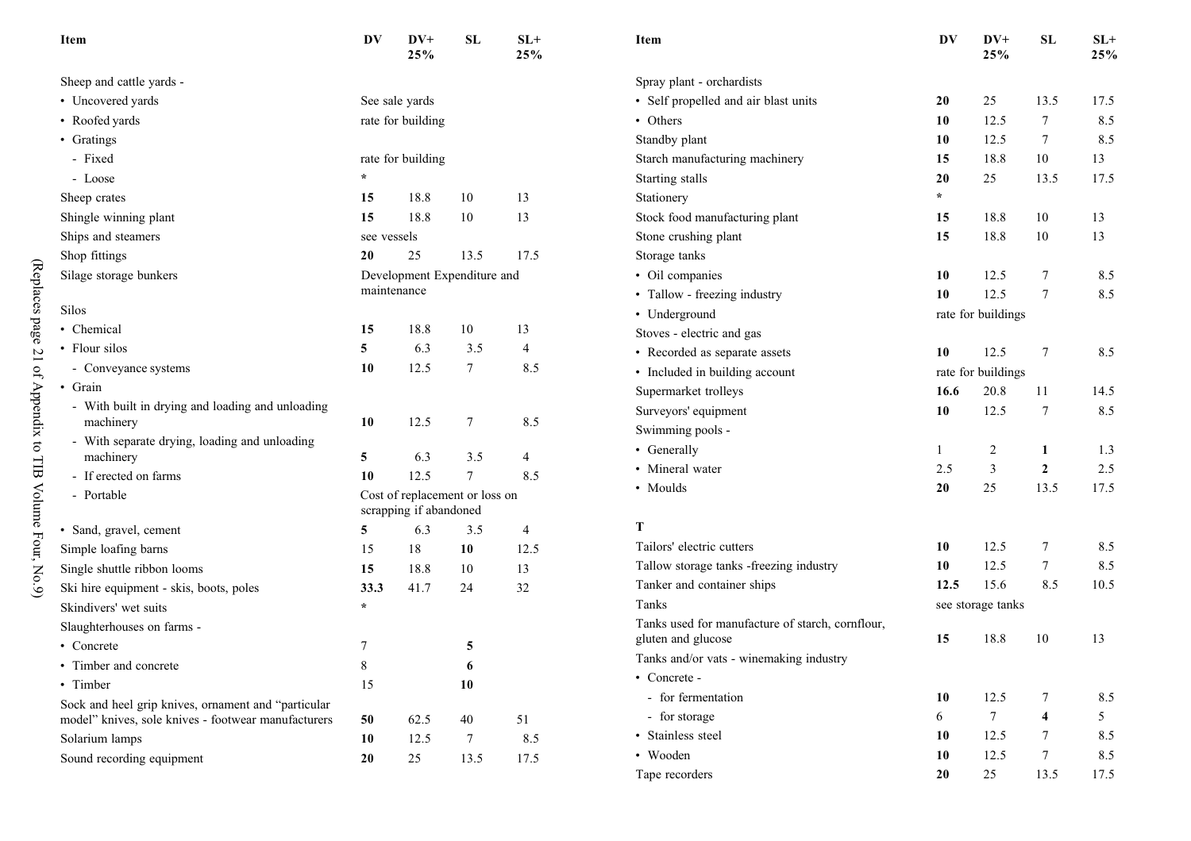| Item | DV | DV+ 25% | SL | SL+ 25% |
|---|---|---|---|---|
| Sheep and cattle yards - | | | | |
| • Uncovered yards | See sale yards | | | |
| • Roofed yards | rate for building | | | |
| • Gratings | | | | |
| - Fixed | rate for building | | | |
| - Loose | * | | | |
| Sheep crates | **15** | 18.8 | 10 | 13 |
| Shingle winning plant | **15** | 18.8 | 10 | 13 |
| Ships and steamers | see vessels | | | |
| Shop fittings | **20** | 25 | 13.5 | 17.5 |
| Silage storage bunkers | Development Expenditure and maintenance | | | |
| Silos | | | | |
| • Chemical | **15** | 18.8 | 10 | 13 |
| • Flour silos | **5** | 6.3 | 3.5 | 4 |
| - Conveyance systems | **10** | 12.5 | 7 | 8.5 |
| • Grain | | | | |
| - With built in drying and loading and unloading machinery | **10** | 12.5 | 7 | 8.5 |
| - With separate drying, loading and unloading machinery | **5** | 6.3 | 3.5 | 4 |
| - If erected on farms | **10** | 12.5 | 7 | 8.5 |
| - Portable | Cost of replacement or loss on scrapping if abandoned | | | |
| • Sand, gravel, cement | **5** | 6.3 | 3.5 | 4 |
| Simple loafing barns | 15 | 18 | **10** | 12.5 |
| Single shuttle ribbon looms | **15** | 18.8 | 10 | 13 |
| Ski hire equipment - skis, boots, poles | **33.3** | 41.7 | 24 | 32 |
| Skindivers' wet suits | * | | | |
| Slaughterhouses on farms - | | | | |
| • Concrete | 7 | | **5** | |
| • Timber and concrete | 8 | | **6** | |
| • Timber | 15 | | **10** | |
| Sock and heel grip knives, ornament and "particular model" knives, sole knives - footwear manufacturers | **50** | 62.5 | 40 | 51 |
| Solarium lamps | **10** | 12.5 | 7 | 8.5 |
| Sound recording equipment | **20** | 25 | 13.5 | 17.5 |
| Spray plant - orchardists | | | | |
| • Self propelled and air blast units | **20** | 25 | 13.5 | 17.5 |
| • Others | **10** | 12.5 | 7 | 8.5 |
| Standby plant | **10** | 12.5 | 7 | 8.5 |
| Starch manufacturing machinery | **15** | 18.8 | 10 | 13 |
| Starting stalls | **20** | 25 | 13.5 | 17.5 |
| Stationery | * | | | |
| Stock food manufacturing plant | **15** | 18.8 | 10 | 13 |
| Stone crushing plant | **15** | 18.8 | 10 | 13 |
| Storage tanks | | | | |
| • Oil companies | **10** | 12.5 | 7 | 8.5 |
| • Tallow - freezing industry | **10** | 12.5 | 7 | 8.5 |
| • Underground | rate for buildings | | | |
| Stoves - electric and gas | | | | |
| • Recorded as separate assets | **10** | 12.5 | 7 | 8.5 |
| • Included in building account | rate for buildings | | | |
| Supermarket trolleys | **16.6** | 20.8 | 11 | 14.5 |
| Surveyors' equipment | **10** | 12.5 | 7 | 8.5 |
| Swimming pools - | | | | |
| • Generally | 1 | 2 | **1** | 1.3 |
| • Mineral water | 2.5 | 3 | **2** | 2.5 |
| • Moulds | **20** | 25 | 13.5 | 17.5 |
| **T** | | | | |
| Tailors' electric cutters | **10** | 12.5 | 7 | 8.5 |
| Tallow storage tanks -freezing industry | **10** | 12.5 | 7 | 8.5 |
| Tanker and container ships | **12.5** | 15.6 | 8.5 | 10.5 |
| Tanks | see storage tanks | | | |
| Tanks used for manufacture of starch, cornflour, gluten and glucose | **15** | 18.8 | 10 | 13 |
| Tanks and/or vats - winemaking industry | | | | |
| • Concrete - | | | | |
| - for fermentation | **10** | 12.5 | 7 | 8.5 |
| - for storage | 6 | 7 | **4** | 5 |
| • Stainless steel | **10** | 12.5 | 7 | 8.5 |
| • Wooden | **10** | 12.5 | 7 | 8.5 |
| Tape recorders | **20** | 25 | 13.5 | 17.5 |

(Replaces page 21 of Appendix to TIB Volume Four, No.9)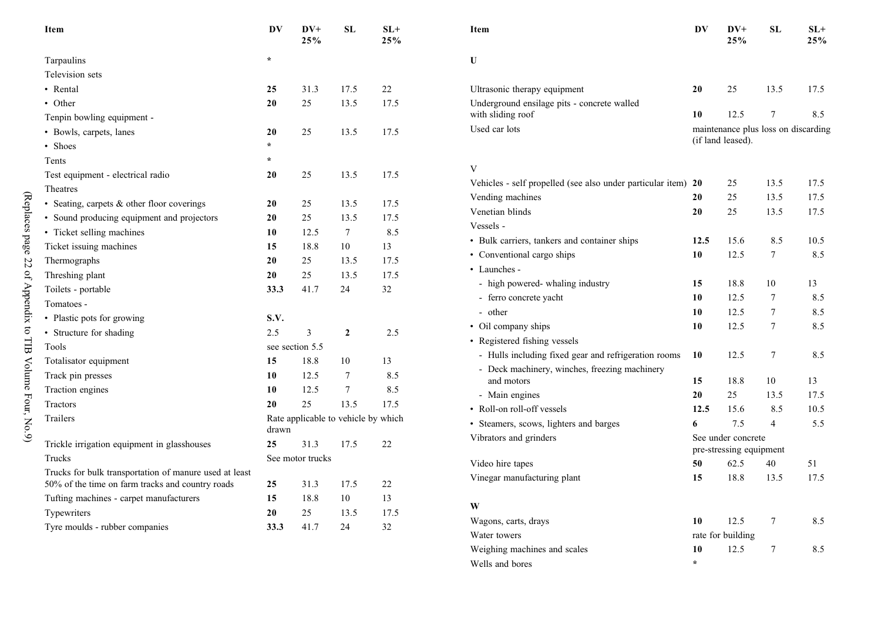| Item | DV | DV+ 25% | SL | SL+ 25% |
|---|---|---|---|---|
| Tarpaulins | * | | | |
| Television sets | | | | |
| • Rental | **25** | 31.3 | 17.5 | 22 |
| • Other | **20** | 25 | 13.5 | 17.5 |
| Tenpin bowling equipment - | | | | |
| • Bowls, carpets, lanes | **20** | 25 | 13.5 | 17.5 |
| • Shoes | * | | | |
| Tents | * | | | |
| Test equipment - electrical radio | **20** | 25 | 13.5 | 17.5 |
| Theatres | | | | |
| • Seating, carpets & other floor coverings | **20** | 25 | 13.5 | 17.5 |
| • Sound producing equipment and projectors | **20** | 25 | 13.5 | 17.5 |
| • Ticket selling machines | **10** | 12.5 | 7 | 8.5 |
| Ticket issuing machines | **15** | 18.8 | 10 | 13 |
| Thermographs | **20** | 25 | 13.5 | 17.5 |
| Threshing plant | **20** | 25 | 13.5 | 17.5 |
| Toilets - portable | **33.3** | 41.7 | 24 | 32 |
| Tomatoes - | | | | |
| • Plastic pots for growing | **S.V.** | | | |
| • Structure for shading | 2.5 | 3 | **2** | 2.5 |
| Tools | see section 5.5 | | | |
| Totalisator equipment | **15** | 18.8 | 10 | 13 |
| Track pin presses | **10** | 12.5 | 7 | 8.5 |
| Traction engines | **10** | 12.5 | 7 | 8.5 |
| Tractors | **20** | 25 | 13.5 | 17.5 |
| Trailers | Rate applicable to vehicle by which drawn | | | |
| Trickle irrigation equipment in glasshouses | **25** | 31.3 | 17.5 | 22 |
| Trucks | See motor trucks | | | |
| Trucks for bulk transportation of manure used at least 50% of the time on farm tracks and country roads | **25** | 31.3 | 17.5 | 22 |
| Tufting machines - carpet manufacturers | **15** | 18.8 | 10 | 13 |
| Typewriters | **20** | 25 | 13.5 | 17.5 |
| Tyre moulds - rubber companies | **33.3** | 41.7 | 24 | 32 |

| Item | DV | DV+ 25% | SL | SL+ 25% |
|---|---|---|---|---|
| **U** | | | | |
| Ultrasonic therapy equipment | **20** | 25 | 13.5 | 17.5 |
| Underground ensilage pits - concrete walled with sliding roof | **10** | 12.5 | 7 | 8.5 |
| Used car lots | maintenance plus loss on discarding (if land leased). | | | |
| V | | | | |
| Vehicles - self propelled (see also under particular item) | **20** | 25 | 13.5 | 17.5 |
| Vending machines | **20** | 25 | 13.5 | 17.5 |
| Venetian blinds | **20** | 25 | 13.5 | 17.5 |
| Vessels - | | | | |
| • Bulk carriers, tankers and container ships | **12.5** | 15.6 | 8.5 | 10.5 |
| • Conventional cargo ships | **10** | 12.5 | 7 | 8.5 |
| • Launches - | | | | |
| - high powered- whaling industry | **15** | 18.8 | 10 | 13 |
| - ferro concrete yacht | **10** | 12.5 | 7 | 8.5 |
| - other | **10** | 12.5 | 7 | 8.5 |
| • Oil company ships | **10** | 12.5 | 7 | 8.5 |
| • Registered fishing vessels | | | | |
| - Hulls including fixed gear and refrigeration rooms | **10** | 12.5 | 7 | 8.5 |
| - Deck machinery, winches, freezing machinery and motors | **15** | 18.8 | 10 | 13 |
| - Main engines | **20** | 25 | 13.5 | 17.5 |
| • Roll-on roll-off vessels | **12.5** | 15.6 | 8.5 | 10.5 |
| • Steamers, scows, lighters and barges | **6** | 7.5 | 4 | 5.5 |
| Vibrators and grinders | See under concrete pre-stressing equipment | | | |
| Video hire tapes | **50** | 62.5 | 40 | 51 |
| Vinegar manufacturing plant | **15** | 18.8 | 13.5 | 17.5 |
| **W** | | | | |
| Wagons, carts, drays | **10** | 12.5 | 7 | 8.5 |
| Water towers | rate for building | | | |
| Weighing machines and scales | **10** | 12.5 | 7 | 8.5 |
| Wells and bores | * | | | |

(Replaces page 22 of Appendix to TIB Volume Four, No.9)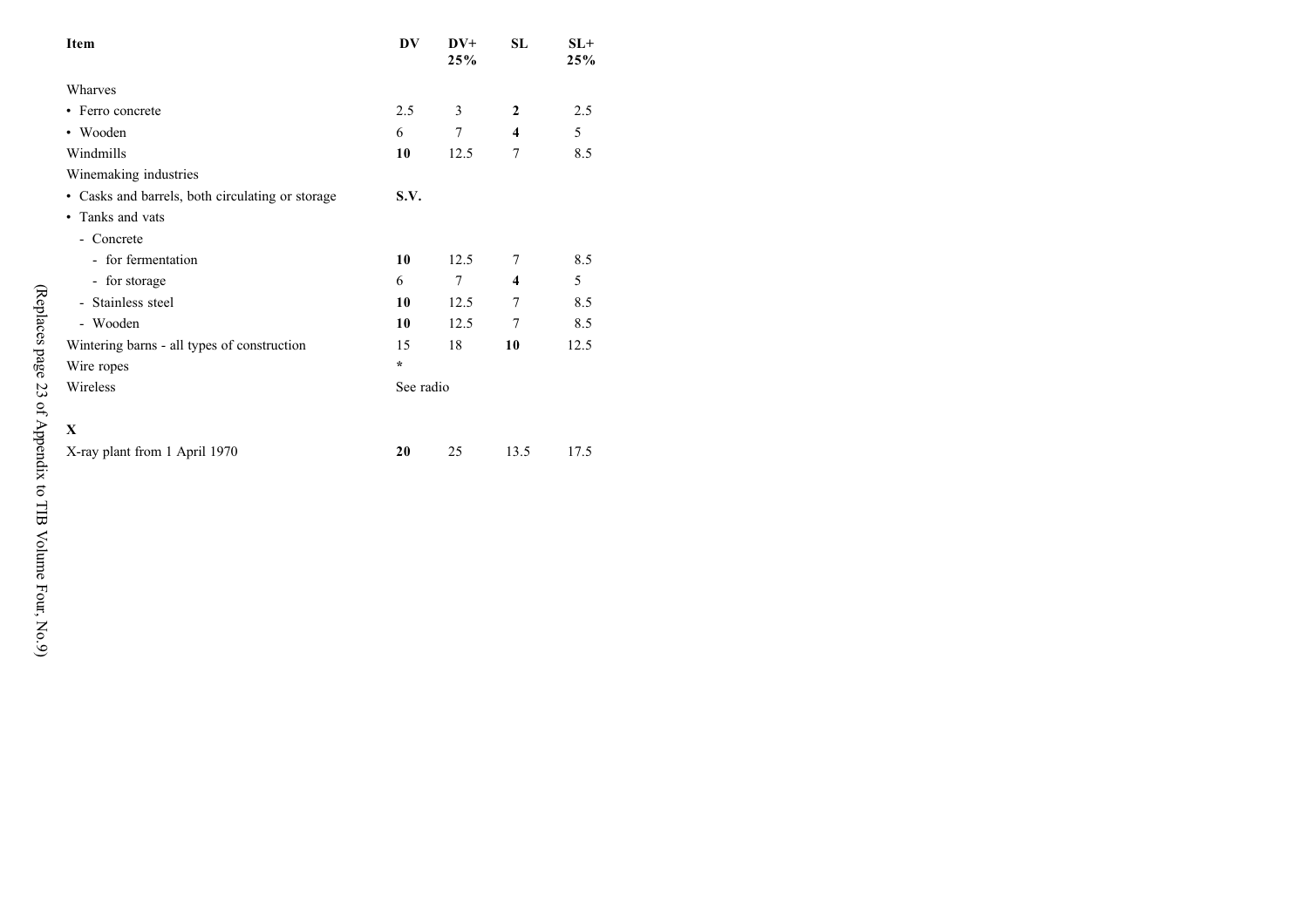| Item | DV | DV+ 25% | SL | SL+ 25% |
|---|---|---|---|---|
| Wharves | | | | |
| • Ferro concrete | 2.5 | 3 | **2** | 2.5 |
| • Wooden | 6 | 7 | **4** | 5 |
| Windmills | **10** | 12.5 | 7 | 8.5 |
| Winemaking industries | | | | |
| • Casks and barrels, both circulating or storage | **S.V.** | | | |
| • Tanks and vats | | | | |
| - Concrete | | | | |
| - for fermentation | **10** | 12.5 | 7 | 8.5 |
| - for storage | 6 | 7 | **4** | 5 |
| - Stainless steel | **10** | 12.5 | 7 | 8.5 |
| - Wooden | **10** | 12.5 | 7 | 8.5 |
| Wintering barns - all types of construction | 15 | 18 | **10** | 12.5 |
| Wire ropes | * | | | |
| Wireless | See radio | | | |
| **X** | | | | |
| X-ray plant from 1 April 1970 | **20** | 25 | 13.5 | 17.5 |

(Replaces page 23 of Appendix to TIB Volume Four, No.9)